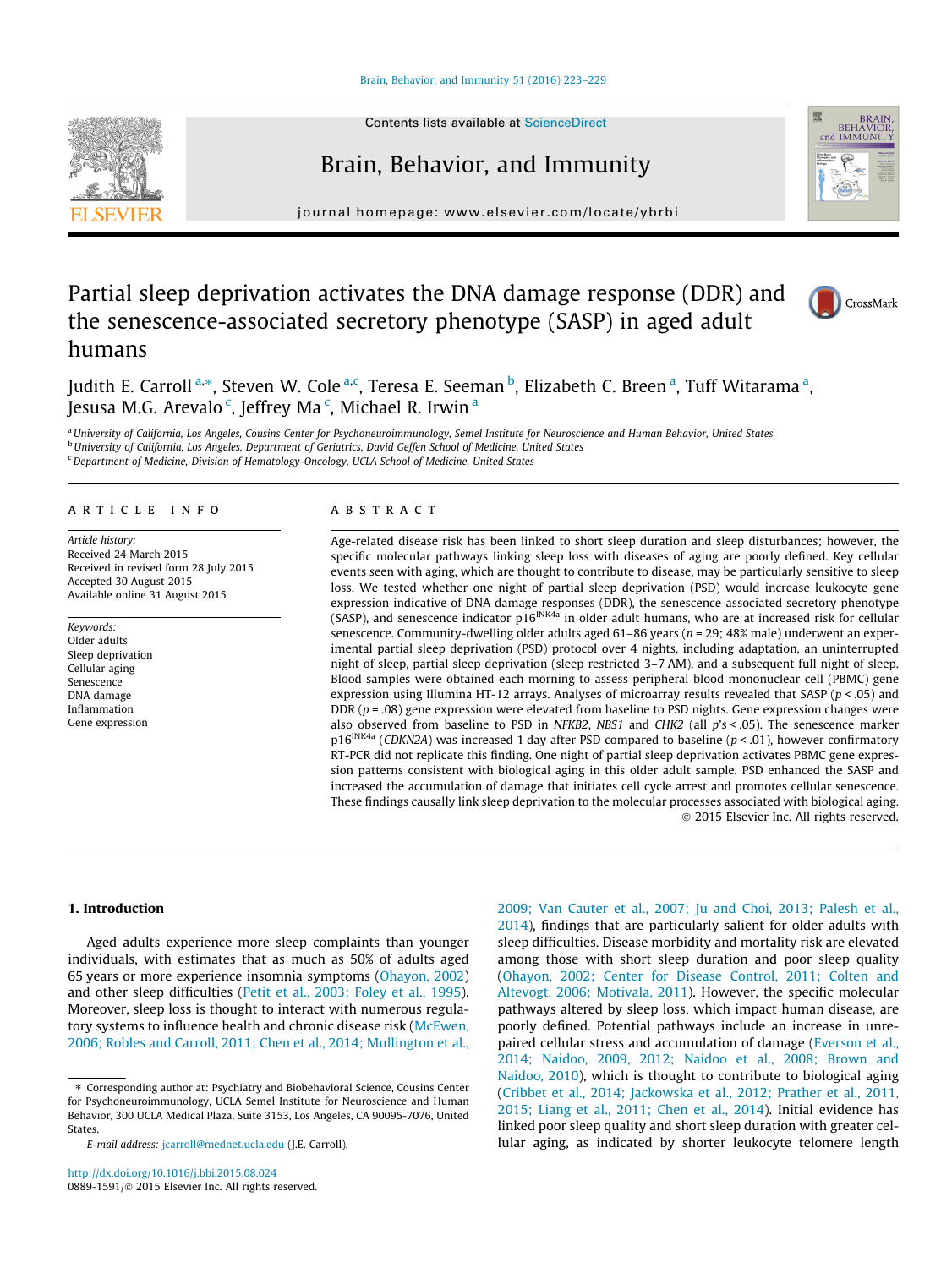# Partial sleep deprivation activates the DNA damage response (DDR) and the senescence-associated secretory phenotype (SASP) in aged adult humans

Judith E. Carroll [a,*], Steven W. Cole [a,c], Teresa E. Seeman [b], Elizabeth C. Breen [a], Tuff Witarama [a], Jesusa M.G. Arevalo [c], Jeffrey Ma [c], Michael R. Irwin [a]

[a] University of California, Los Angeles, Cousins Center for Psychoneuroimmunology, Semel Institute for Neuroscience and Human Behavior, United States
[b] University of California, Los Angeles, Department of Geriatrics, David Geffen School of Medicine, United States
[c] Department of Medicine, Division of Hematology-Oncology, UCLA School of Medicine, United States

## ARTICLE INFO

*Article history:*
Received 24 March 2015
Received in revised form 28 July 2015
Accepted 30 August 2015
Available online 31 August 2015

*Keywords:*
Older adults
Sleep deprivation
Cellular aging
Senescence
DNA damage
Inflammation
Gene expression

## ABSTRACT

Age-related disease risk has been linked to short sleep duration and sleep disturbances; however, the specific molecular pathways linking sleep loss with diseases of aging are poorly defined. Key cellular events seen with aging, which are thought to contribute to disease, may be particularly sensitive to sleep loss. We tested whether one night of partial sleep deprivation (PSD) would increase leukocyte gene expression indicative of DNA damage responses (DDR), the senescence-associated secretory phenotype (SASP), and senescence indicator $p16^{INK4a}$ in older adult humans, who are at increased risk for cellular senescence. Community-dwelling older adults aged 61–86 years ($n = 29$; 48% male) underwent an experimental partial sleep deprivation (PSD) protocol over 4 nights, including adaptation, an uninterrupted night of sleep, partial sleep deprivation (sleep restricted 3–7 AM), and a subsequent full night of sleep. Blood samples were obtained each morning to assess peripheral blood mononuclear cell (PBMC) gene expression using Illumina HT-12 arrays. Analyses of microarray results revealed that SASP ($p < .05$) and DDR ($p = .08$) gene expression were elevated from baseline to PSD nights. Gene expression changes were also observed from baseline to PSD in *NFKB2*, *NBS1* and *CHK2* (all $p$'s $< .05$). The senescence marker $p16^{INK4a}$ (*CDKN2A*) was increased 1 day after PSD compared to baseline ($p < .01$), however confirmatory RT-PCR did not replicate this finding. One night of partial sleep deprivation activates PBMC gene expression patterns consistent with biological aging in this older adult sample. PSD enhanced the SASP and increased the accumulation of damage that initiates cell cycle arrest and promotes cellular senescence. These findings causally link sleep deprivation to the molecular processes associated with biological aging.

© 2015 Elsevier Inc. All rights reserved.

## 1. Introduction

Aged adults experience more sleep complaints than younger individuals, with estimates that as much as 50% of adults aged 65 years or more experience insomnia symptoms (Ohayon, 2002) and other sleep difficulties (Petit et al., 2003; Foley et al., 1995). Moreover, sleep loss is thought to interact with numerous regulatory systems to influence health and chronic disease risk (McEwen, 2006; Robles and Carroll, 2011; Chen et al., 2014; Mullington et al., 2009; Van Cauter et al., 2007; Ju and Choi, 2013; Palesh et al., 2014), findings that are particularly salient for older adults with sleep difficulties. Disease morbidity and mortality risk are elevated among those with short sleep duration and poor sleep quality (Ohayon, 2002; Center for Disease Control, 2011; Colten and Altevogt, 2006; Motivala, 2011). However, the specific molecular pathways altered by sleep loss, which impact human disease, are poorly defined. Potential pathways include an increase in unrepaired cellular stress and accumulation of damage (Everson et al., 2014; Naidoo, 2009, 2012; Naidoo et al., 2008; Brown and Naidoo, 2010), which is thought to contribute to biological aging (Cribbet et al., 2014; Jackowska et al., 2012; Prather et al., 2011, 2015; Liang et al., 2011; Chen et al., 2014). Initial evidence has linked poor sleep quality and short sleep duration with greater cellular aging, as indicated by shorter leukocyte telomere length

* Corresponding author at: Psychiatry and Biobehavioral Science, Cousins Center for Psychoneuroimmunology, UCLA Semel Institute for Neuroscience and Human Behavior, 300 UCLA Medical Plaza, Suite 3153, Los Angeles, CA 90095-7076, United States.
E-mail address: jcarroll@mednet.ucla.edu (J.E. Carroll).

http://dx.doi.org/10.1016/j.bbi.2015.08.024
0889-1591/© 2015 Elsevier Inc. All rights reserved.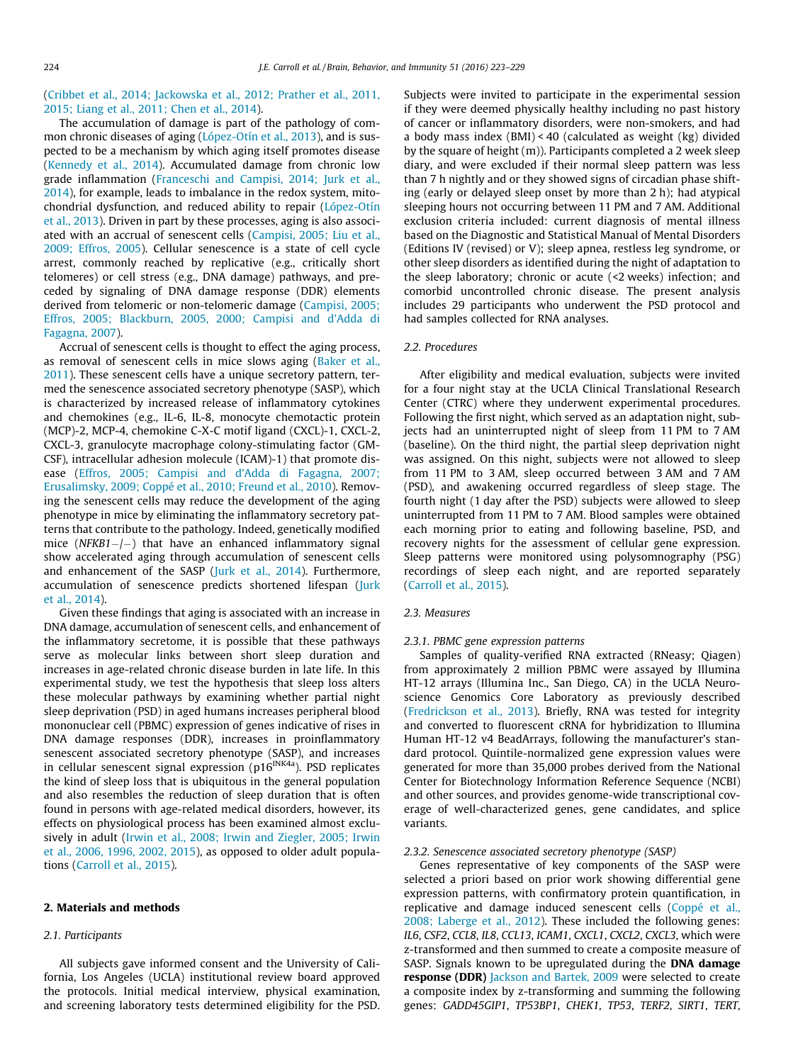(Cribbet et al., 2014; Jackowska et al., 2012; Prather et al., 2011, 2015; Liang et al., 2011; Chen et al., 2014).

The accumulation of damage is part of the pathology of common chronic diseases of aging (López-Otín et al., 2013), and is suspected to be a mechanism by which aging itself promotes disease (Kennedy et al., 2014). Accumulated damage from chronic low grade inflammation (Franceschi and Campisi, 2014; Jurk et al., 2014), for example, leads to imbalance in the redox system, mitochondrial dysfunction, and reduced ability to repair (López-Otín et al., 2013). Driven in part by these processes, aging is also associated with an accrual of senescent cells (Campisi, 2005; Liu et al., 2009; Effros, 2005). Cellular senescence is a state of cell cycle arrest, commonly reached by replicative (e.g., critically short telomeres) or cell stress (e.g., DNA damage) pathways, and preceded by signaling of DNA damage response (DDR) elements derived from telomeric or non-telomeric damage (Campisi, 2005; Effros, 2005; Blackburn, 2005, 2000; Campisi and d'Adda di Fagagna, 2007).

Accrual of senescent cells is thought to effect the aging process, as removal of senescent cells in mice slows aging (Baker et al., 2011). These senescent cells have a unique secretory pattern, termed the senescence associated secretory phenotype (SASP), which is characterized by increased release of inflammatory cytokines and chemokines (e.g., IL-6, IL-8, monocyte chemotactic protein (MCP)-2, MCP-4, chemokine C-X-C motif ligand (CXCL)-1, CXCL-2, CXCL-3, granulocyte macrophage colony-stimulating factor (GM-CSF), intracellular adhesion molecule (ICAM)-1) that promote disease (Effros, 2005; Campisi and d'Adda di Fagagna, 2007; Erusalimsky, 2009; Coppé et al., 2010; Freund et al., 2010). Removing the senescent cells may reduce the development of the aging phenotype in mice by eliminating the inflammatory secretory patterns that contribute to the pathology. Indeed, genetically modified mice (*NFKB1−/−*) that have an enhanced inflammatory signal show accelerated aging through accumulation of senescent cells and enhancement of the SASP (Jurk et al., 2014). Furthermore, accumulation of senescence predicts shortened lifespan (Jurk et al., 2014).

Given these findings that aging is associated with an increase in DNA damage, accumulation of senescent cells, and enhancement of the inflammatory secretome, it is possible that these pathways serve as molecular links between short sleep duration and increases in age-related chronic disease burden in late life. In this experimental study, we test the hypothesis that sleep loss alters these molecular pathways by examining whether partial night sleep deprivation (PSD) in aged humans increases peripheral blood mononuclear cell (PBMC) expression of genes indicative of rises in DNA damage responses (DDR), increases in proinflammatory senescent associated secretory phenotype (SASP), and increases in cellular senescent signal expression ($p16^{INK4a}$). PSD replicates the kind of sleep loss that is ubiquitous in the general population and also resembles the reduction of sleep duration that is often found in persons with age-related medical disorders, however, its effects on physiological process has been examined almost exclusively in adult (Irwin et al., 2008; Irwin and Ziegler, 2005; Irwin et al., 2006, 1996, 2002, 2015), as opposed to older adult populations (Carroll et al., 2015).

## 2. Materials and methods

### 2.1. Participants

All subjects gave informed consent and the University of California, Los Angeles (UCLA) institutional review board approved the protocols. Initial medical interview, physical examination, and screening laboratory tests determined eligibility for the PSD. Subjects were invited to participate in the experimental session if they were deemed physically healthy including no past history of cancer or inflammatory disorders, were non-smokers, and had a body mass index (BMI) < 40 (calculated as weight (kg) divided by the square of height (m)). Participants completed a 2 week sleep diary, and were excluded if their normal sleep pattern was less than 7 h nightly and or they showed signs of circadian phase shifting (early or delayed sleep onset by more than 2 h); had atypical sleeping hours not occurring between 11 PM and 7 AM. Additional exclusion criteria included: current diagnosis of mental illness based on the Diagnostic and Statistical Manual of Mental Disorders (Editions IV (revised) or V); sleep apnea, restless leg syndrome, or other sleep disorders as identified during the night of adaptation to the sleep laboratory; chronic or acute (<2 weeks) infection; and comorbid uncontrolled chronic disease. The present analysis includes 29 participants who underwent the PSD protocol and had samples collected for RNA analyses.

### 2.2. Procedures

After eligibility and medical evaluation, subjects were invited for a four night stay at the UCLA Clinical Translational Research Center (CTRC) where they underwent experimental procedures. Following the first night, which served as an adaptation night, subjects had an uninterrupted night of sleep from 11 PM to 7 AM (baseline). On the third night, the partial sleep deprivation night was assigned. On this night, subjects were not allowed to sleep from 11 PM to 3 AM, sleep occurred between 3 AM and 7 AM (PSD), and awakening occurred regardless of sleep stage. The fourth night (1 day after the PSD) subjects were allowed to sleep uninterrupted from 11 PM to 7 AM. Blood samples were obtained each morning prior to eating and following baseline, PSD, and recovery nights for the assessment of cellular gene expression. Sleep patterns were monitored using polysomnography (PSG) recordings of sleep each night, and are reported separately (Carroll et al., 2015).

### 2.3. Measures

#### 2.3.1. PBMC gene expression patterns

Samples of quality-verified RNA extracted (RNeasy; Qiagen) from approximately 2 million PBMC were assayed by Illumina HT-12 arrays (Illumina Inc., San Diego, CA) in the UCLA Neuroscience Genomics Core Laboratory as previously described (Fredrickson et al., 2013). Briefly, RNA was tested for integrity and converted to fluorescent cRNA for hybridization to Illumina Human HT-12 v4 BeadArrays, following the manufacturer's standard protocol. Quintile-normalized gene expression values were generated for more than 35,000 probes derived from the National Center for Biotechnology Information Reference Sequence (NCBI) and other sources, and provides genome-wide transcriptional coverage of well-characterized genes, gene candidates, and splice variants.

#### 2.3.2. Senescence associated secretory phenotype (SASP)

Genes representative of key components of the SASP were selected a priori based on prior work showing differential gene expression patterns, with confirmatory protein quantification, in replicative and damage induced senescent cells (Coppé et al., 2008; Laberge et al., 2012). These included the following genes: *IL6*, *CSF2*, *CCL8*, *IL8*, *CCL13*, *ICAM1*, *CXCL1*, *CXCL2*, *CXCL3*, which were z-transformed and then summed to create a composite measure of SASP. Signals known to be upregulated during the **DNA damage response (DDR)** Jackson and Bartek, 2009 were selected to create a composite index by z-transforming and summing the following genes: *GADD45GIP1*, *TP53BP1*, *CHEK1*, *TP53*, *TERF2*, *SIRT1*, *TERT*,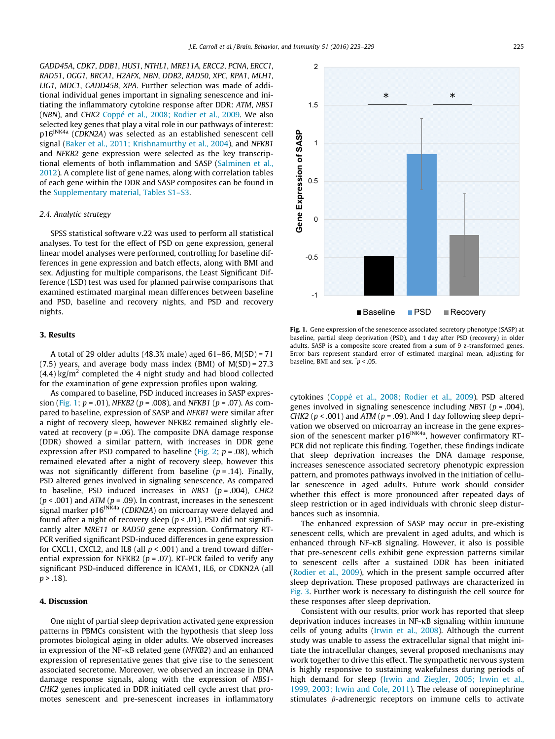*GADD45A*, *CDK7*, *DDB1*, *HUS1*, *NTHL1*, *MRE11A*, *ERCC2*, *PCNA*, *ERCC1*, *RAD51*, *OGG1*, *BRCA1*, *H2AFX*, *NBN*, *DDB2*, *RAD50*, *XPC*, *RPA1*, *MLH1*, *LIG1*, *MDC1*, *GADD45B*, *XPA*. Further selection was made of additional individual genes important in signaling senescence and initiating the inflammatory cytokine response after DDR: *ATM*, *NBS1* (*NBN*), and *CHK2* Coppé et al., 2008; Rodier et al., 2009. We also selected key genes that play a vital role in our pathways of interest: p16$^{INK4a}$ (*CDKN2A*) was selected as an established senescent cell signal (Baker et al., 2011; Krishnamurthy et al., 2004), and *NFKB1* and *NFKB2* gene expression were selected as the key transcriptional elements of both inflammation and SASP (Salminen et al., 2012). A complete list of gene names, along with correlation tables of each gene within the DDR and SASP composites can be found in the Supplementary material, Tables S1–S3.

### 2.4. Analytic strategy

SPSS statistical software v.22 was used to perform all statistical analyses. To test for the effect of PSD on gene expression, general linear model analyses were performed, controlling for baseline differences in gene expression and batch effects, along with BMI and sex. Adjusting for multiple comparisons, the Least Significant Difference (LSD) test was used for planned pairwise comparisons that examined estimated marginal mean differences between baseline and PSD, baseline and recovery nights, and PSD and recovery nights.

## 3. Results

A total of 29 older adults (48.3% male) aged 61–86, M(SD) = 71 (7.5) years, and average body mass index (BMI) of M(SD) = 27.3 (4.4) kg/m$^2$ completed the 4 night study and had blood collected for the examination of gene expression profiles upon waking.

As compared to baseline, PSD induced increases in SASP expression (Fig. 1; $p = .01$), *NFKB2* ($p = .008$), and *NFKB1* ($p = .07$). As compared to baseline, expression of SASP and *NFKB1* were similar after a night of recovery sleep, however NFKB2 remained slightly elevated at recovery ($p = .06$). The composite DNA damage response (DDR) showed a similar pattern, with increases in DDR gene expression after PSD compared to baseline (Fig. 2; $p = .08$), which remained elevated after a night of recovery sleep, however this was not significantly different from baseline ($p = .14$). Finally, PSD altered genes involved in signaling senescence. As compared to baseline, PSD induced increases in *NBS1* ($p = .004$), *CHK2* ($p < .001$) and *ATM* ($p = .09$). In contrast, increases in the senescent signal marker p16$^{INK4a}$ (*CDKN2A*) on microarray were delayed and found after a night of recovery sleep ($p < .01$). PSD did not significantly alter *MRE11* or *RAD50* gene expression. Confirmatory RT-PCR verified significant PSD-induced differences in gene expression for CXCL1, CXCL2, and IL8 (all $p < .001$) and a trend toward differential expression for NFKB2 ($p = .07$). RT-PCR failed to verify any significant PSD-induced difference in ICAM1, IL6, or CDKN2A (all $p > .18$).

**Fig. 1.** Gene expression of the senescence associated secretory phenotype (SASP) at baseline, partial sleep deprivation (PSD), and 1 day after PSD (recovery) in older adults. SASP is a composite score created from a sum of 9 z-transformed genes. Error bars represent standard error of estimated marginal mean, adjusting for baseline, BMI and sex. *$p < .05$.

## 4. Discussion

One night of partial sleep deprivation activated gene expression patterns in PBMCs consistent with the hypothesis that sleep loss promotes biological aging in older adults. We observed increases in expression of the NF-κB related gene (*NFKB2*) and an enhanced expression of representative genes that give rise to the senescent associated secretome. Moreover, we observed an increase in DNA damage response signals, along with the expression of *NBS1*-*CHK2* genes implicated in DDR initiated cell cycle arrest that promotes senescent and pre-senescent increases in inflammatory cytokines (Coppé et al., 2008; Rodier et al., 2009). PSD altered genes involved in signaling senescence including *NBS1* ($p = .004$), *CHK2* ($p < .001$) and *ATM* ($p = .09$). And 1 day following sleep deprivation we observed on microarray an increase in the gene expression of the senescent marker p16$^{INK4a}$, however confirmatory RT-PCR did not replicate this finding. Together, these findings indicate that sleep deprivation increases the DNA damage response, increases senescence associated secretory phenotypic expression pattern, and promotes pathways involved in the initiation of cellular senescence in aged adults. Future work should consider whether this effect is more pronounced after repeated days of sleep restriction or in aged individuals with chronic sleep disturbances such as insomnia.

The enhanced expression of SASP may occur in pre-existing senescent cells, which are prevalent in aged adults, and which is enhanced through NF-κB signaling. However, it also is possible that pre-senescent cells exhibit gene expression patterns similar to senescent cells after a sustained DDR has been initiated (Rodier et al., 2009), which in the present sample occurred after sleep deprivation. These proposed pathways are characterized in Fig. 3. Further work is necessary to distinguish the cell source for these responses after sleep deprivation.

Consistent with our results, prior work has reported that sleep deprivation induces increases in NF-κB signaling within immune cells of young adults (Irwin et al., 2008). Although the current study was unable to assess the extracellular signal that might initiate the intracellular changes, several proposed mechanisms may work together to drive this effect. The sympathetic nervous system is highly responsive to sustaining wakefulness during periods of high demand for sleep (Irwin and Ziegler, 2005; Irwin et al., 1999, 2003; Irwin and Cole, 2011). The release of norepinephrine stimulates β-adrenergic receptors on immune cells to activate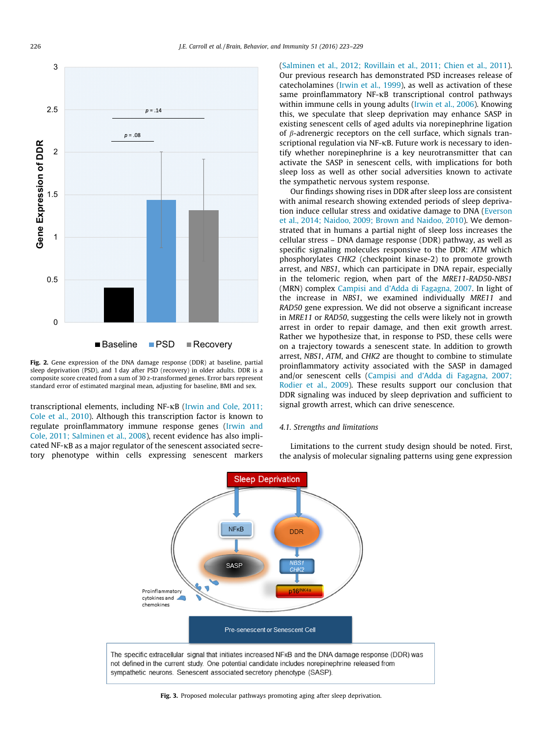Fig. 2. Gene expression of the DNA damage response (DDR) at baseline, partial sleep deprivation (PSD), and 1 day after PSD (recovery) in older adults. DDR is a composite score created from a sum of 30 z-transformed genes. Error bars represent standard error of estimated marginal mean, adjusting for baseline, BMI and sex.

transcriptional elements, including NF-κB (Irwin and Cole, 2011; Cole et al., 2010). Although this transcription factor is known to regulate proinflammatory immune response genes (Irwin and Cole, 2011; Salminen et al., 2008), recent evidence has also implicated NF-κB as a major regulator of the senescent associated secretory phenotype within cells expressing senescent markers (Salminen et al., 2012; Rovillain et al., 2011; Chien et al., 2011). Our previous research has demonstrated PSD increases release of catecholamines (Irwin et al., 1999), as well as activation of these same proinflammatory NF-κB transcriptional control pathways within immune cells in young adults (Irwin et al., 2006). Knowing this, we speculate that sleep deprivation may enhance SASP in existing senescent cells of aged adults via norepinephrine ligation of β-adrenergic receptors on the cell surface, which signals transcriptional regulation via NF-κB. Future work is necessary to identify whether norepinephrine is a key neurotransmitter that can activate the SASP in senescent cells, with implications for both sleep loss as well as other social adversities known to activate the sympathetic nervous system response.

Our findings showing rises in DDR after sleep loss are consistent with animal research showing extended periods of sleep deprivation induce cellular stress and oxidative damage to DNA (Everson et al., 2014; Naidoo, 2009; Brown and Naidoo, 2010). We demonstrated that in humans a partial night of sleep loss increases the cellular stress – DNA damage response (DDR) pathway, as well as specific signaling molecules responsive to the DDR: *ATM* which phosphorylates *CHK2* (checkpoint kinase-2) to promote growth arrest, and *NBS1*, which can participate in DNA repair, especially in the telomeric region, when part of the *MRE11-RAD50-NBS1* (MRN) complex Campisi and d'Adda di Fagagna, 2007. In light of the increase in *NBS1*, we examined individually *MRE11* and *RAD50* gene expression. We did not observe a significant increase in *MRE11* or *RAD50*, suggesting the cells were likely not in growth arrest in order to repair damage, and then exit growth arrest. Rather we hypothesize that, in response to PSD, these cells were on a trajectory towards a senescent state. In addition to growth arrest, *NBS1*, *ATM*, and *CHK2* are thought to combine to stimulate proinflammatory activity associated with the SASP in damaged and/or senescent cells (Campisi and d'Adda di Fagagna, 2007; Rodier et al., 2009). These results support our conclusion that DDR signaling was induced by sleep deprivation and sufficient to signal growth arrest, which can drive senescence.

### 4.1. Strengths and limitations

Limitations to the current study design should be noted. First, the analysis of molecular signaling patterns using gene expression

The specific extracellular signal that initiates increased NFκB and the DNA damage response (DDR) was not defined in the current study. One potential candidate includes norepinephrine released from sympathetic neurons. Senescent associated secretory phenotype (SASP).

Fig. 3. Proposed molecular pathways promoting aging after sleep deprivation.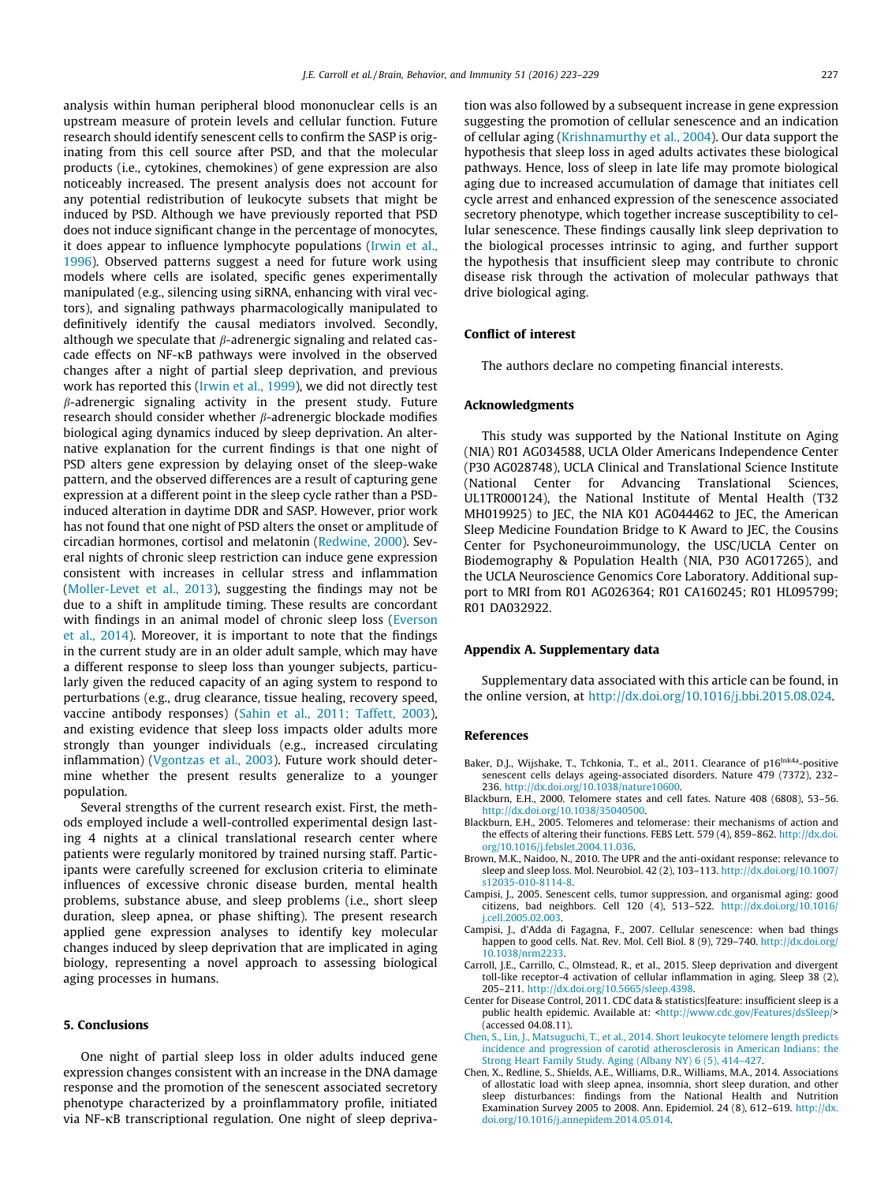analysis within human peripheral blood mononuclear cells is an upstream measure of protein levels and cellular function. Future research should identify senescent cells to confirm the SASP is originating from this cell source after PSD, and that the molecular products (i.e., cytokines, chemokines) of gene expression are also noticeably increased. The present analysis does not account for any potential redistribution of leukocyte subsets that might be induced by PSD. Although we have previously reported that PSD does not induce significant change in the percentage of monocytes, it does appear to influence lymphocyte populations (Irwin et al., 1996). Observed patterns suggest a need for future work using models where cells are isolated, specific genes experimentally manipulated (e.g., silencing using siRNA, enhancing with viral vectors), and signaling pathways pharmacologically manipulated to definitively identify the causal mediators involved. Secondly, although we speculate that $\beta$-adrenergic signaling and related cascade effects on NF-κB pathways were involved in the observed changes after a night of partial sleep deprivation, and previous work has reported this (Irwin et al., 1999), we did not directly test $\beta$-adrenergic signaling activity in the present study. Future research should consider whether $\beta$-adrenergic blockade modifies biological aging dynamics induced by sleep deprivation. An alternative explanation for the current findings is that one night of PSD alters gene expression by delaying onset of the sleep-wake pattern, and the observed differences are a result of capturing gene expression at a different point in the sleep cycle rather than a PSD-induced alteration in daytime DDR and SASP. However, prior work has not found that one night of PSD alters the onset or amplitude of circadian hormones, cortisol and melatonin (Redwine, 2000). Several nights of chronic sleep restriction can induce gene expression consistent with increases in cellular stress and inflammation (Moller-Levet et al., 2013), suggesting the findings may not be due to a shift in amplitude timing. These results are concordant with findings in an animal model of chronic sleep loss (Everson et al., 2014). Moreover, it is important to note that the findings in the current study are in an older adult sample, which may have a different response to sleep loss than younger subjects, particularly given the reduced capacity of an aging system to respond to perturbations (e.g., drug clearance, tissue healing, recovery speed, vaccine antibody responses) (Sahin et al., 2011; Taffett, 2003), and existing evidence that sleep loss impacts older adults more strongly than younger individuals (e.g., increased circulating inflammation) (Vgontzas et al., 2003). Future work should determine whether the present results generalize to a younger population.

Several strengths of the current research exist. First, the methods employed include a well-controlled experimental design lasting 4 nights at a clinical translational research center where patients were regularly monitored by trained nursing staff. Participants were carefully screened for exclusion criteria to eliminate influences of excessive chronic disease burden, mental health problems, substance abuse, and sleep problems (i.e., short sleep duration, sleep apnea, or phase shifting). The present research applied gene expression analyses to identify key molecular changes induced by sleep deprivation that are implicated in aging biology, representing a novel approach to assessing biological aging processes in humans.

## 5. Conclusions

One night of partial sleep loss in older adults induced gene expression changes consistent with an increase in the DNA damage response and the promotion of the senescent associated secretory phenotype characterized by a proinflammatory profile, initiated via NF-κB transcriptional regulation. One night of sleep deprivation was also followed by a subsequent increase in gene expression suggesting the promotion of cellular senescence and an indication of cellular aging (Krishnamurthy et al., 2004). Our data support the hypothesis that sleep loss in aged adults activates these biological pathways. Hence, loss of sleep in late life may promote biological aging due to increased accumulation of damage that initiates cell cycle arrest and enhanced expression of the senescence associated secretory phenotype, which together increase susceptibility to cellular senescence. These findings causally link sleep deprivation to the biological processes intrinsic to aging, and further support the hypothesis that insufficient sleep may contribute to chronic disease risk through the activation of molecular pathways that drive biological aging.

## Conflict of interest

The authors declare no competing financial interests.

## Acknowledgments

This study was supported by the National Institute on Aging (NIA) R01 AG034588, UCLA Older Americans Independence Center (P30 AG028748), UCLA Clinical and Translational Science Institute (National Center for Advancing Translational Sciences, UL1TR000124), the National Institute of Mental Health (T32 MH019925) to JEC, the NIA K01 AG044462 to JEC, the American Sleep Medicine Foundation Bridge to K Award to JEC, the Cousins Center for Psychoneuroimmunology, the USC/UCLA Center on Biodemography & Population Health (NIA, P30 AG017265), and the UCLA Neuroscience Genomics Core Laboratory. Additional support to MRI from R01 AG026364; R01 CA160245; R01 HL095799; R01 DA032922.

## Appendix A. Supplementary data

Supplementary data associated with this article can be found, in the online version, at http://dx.doi.org/10.1016/j.bbi.2015.08.024.

## References

Baker, D.J., Wijshake, T., Tchkonia, T., et al., 2011. Clearance of p16[Ink4a]-positive senescent cells delays ageing-associated disorders. Nature 479 (7372), 232–236. http://dx.doi.org/10.1038/nature10600.

Blackburn, E.H., 2000. Telomere states and cell fates. Nature 408 (6808), 53–56. http://dx.doi.org/10.1038/35040500.

Blackburn, E.H., 2005. Telomeres and telomerase: their mechanisms of action and the effects of altering their functions. FEBS Lett. 579 (4), 859–862. http://dx.doi.org/10.1016/j.febslet.2004.11.036.

Brown, M.K., Naidoo, N., 2010. The UPR and the anti-oxidant response: relevance to sleep and sleep loss. Mol. Neurobiol. 42 (2), 103–113. http://dx.doi.org/10.1007/s12035-010-8114-8.

Campisi, J., 2005. Senescent cells, tumor suppression, and organismal aging: good citizens, bad neighbors. Cell 120 (4), 513–522. http://dx.doi.org/10.1016/j.cell.2005.02.003.

Campisi, J., d'Adda di Fagagna, F., 2007. Cellular senescence: when bad things happen to good cells. Nat. Rev. Mol. Cell Biol. 8 (9), 729–740. http://dx.doi.org/10.1038/nrm2233.

Carroll, J.E., Carrillo, C., Olmstead, R., et al., 2015. Sleep deprivation and divergent toll-like receptor-4 activation of cellular inflammation in aging. Sleep 38 (2), 205–211. http://dx.doi.org/10.5665/sleep.4398.

Center for Disease Control, 2011. CDC data & statistics|feature: insufficient sleep is a public health epidemic. Available at: <http://www.cdc.gov/Features/dsSleep/> (accessed 04.08.11).

Chen, S., Lin, J., Matsuguchi, T., et al., 2014. Short leukocyte telomere length predicts incidence and progression of carotid atherosclerosis in American Indians: the Strong Heart Family Study. Aging (Albany NY) 6 (5), 414–427.

Chen, X., Redline, S., Shields, A.E., Williams, D.R., Williams, M.A., 2014. Associations of allostatic load with sleep apnea, insomnia, short sleep duration, and other sleep disturbances: findings from the National Health and Nutrition Examination Survey 2005 to 2008. Ann. Epidemiol. 24 (8), 612–619. http://dx.doi.org/10.1016/j.annepidem.2014.05.014.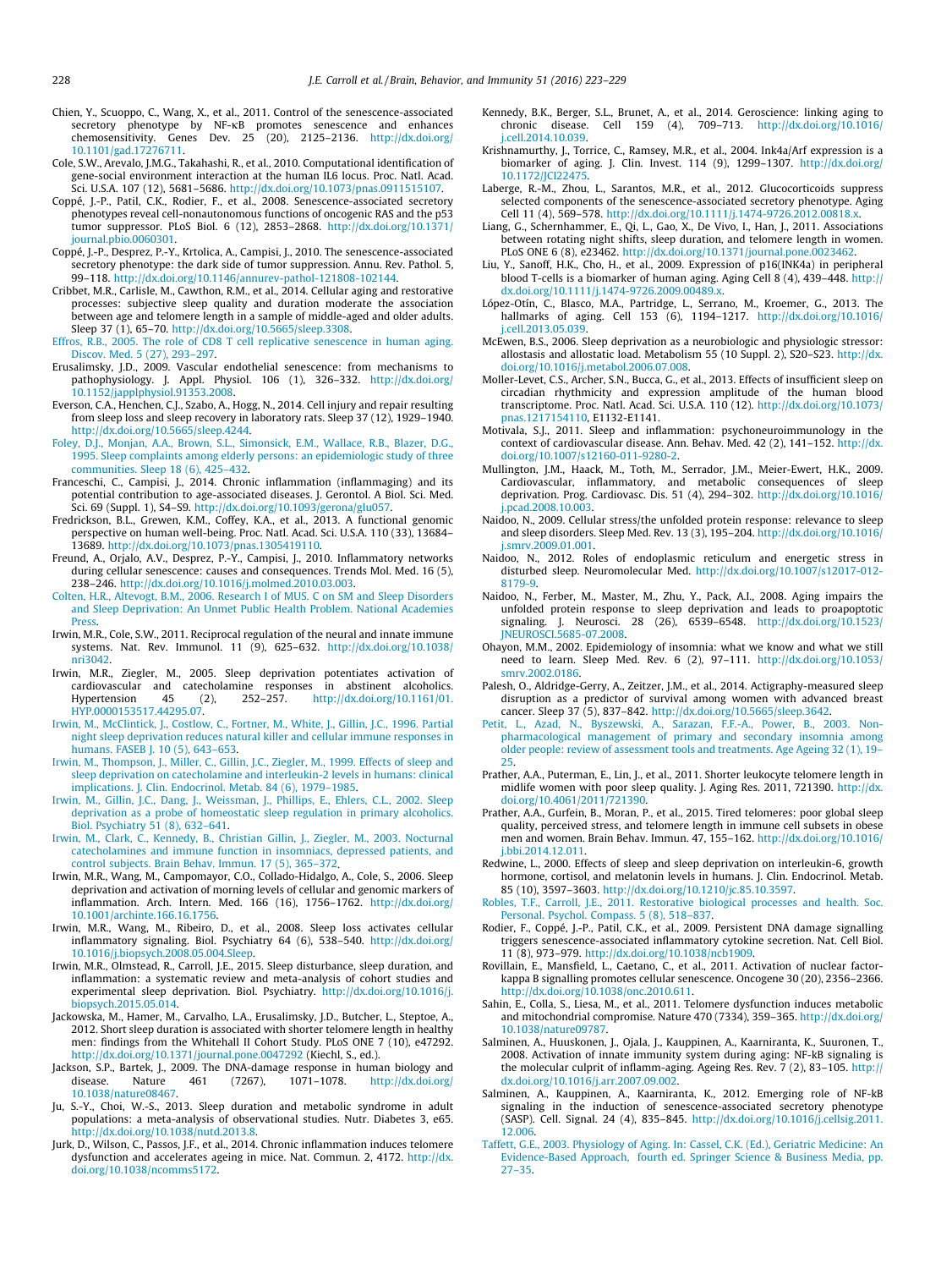Chien, Y., Scuoppo, C., Wang, X., et al., 2011. Control of the senescence-associated secretory phenotype by NF-κB promotes senescence and enhances chemosensitivity. Genes Dev. 25 (20), 2125–2136. http://dx.doi.org/10.1101/gad.17276711.

Cole, S.W., Arevalo, J.M.G., Takahashi, R., et al., 2010. Computational identification of gene-social environment interaction at the human IL6 locus. Proc. Natl. Acad. Sci. U.S.A. 107 (12), 5681–5686. http://dx.doi.org/10.1073/pnas.0911515107.

Coppé, J.-P., Patil, C.K., Rodier, F., et al., 2008. Senescence-associated secretory phenotypes reveal cell-nonautonomous functions of oncogenic RAS and the p53 tumor suppressor. PLoS Biol. 6 (12), 2853–2868. http://dx.doi.org/10.1371/journal.pbio.0060301.

Coppé, J.-P., Desprez, P.-Y., Krtolica, A., Campisi, J., 2010. The senescence-associated secretory phenotype: the dark side of tumor suppression. Annu. Rev. Pathol. 5, 99–118. http://dx.doi.org/10.1146/annurev-pathol-121808-102144.

Cribbet, M.R., Carlisle, M., Cawthon, R.M., et al., 2014. Cellular aging and restorative processes: subjective sleep quality and duration moderate the association between age and telomere length in a sample of middle-aged and older adults. Sleep 37 (1), 65–70. http://dx.doi.org/10.5665/sleep.3308.

Effros, R.B., 2005. The role of CD8 T cell replicative senescence in human aging. Discov. Med. 5 (27), 293–297.

Erusalimsky, J.D., 2009. Vascular endothelial senescence: from mechanisms to pathophysiology. J. Appl. Physiol. 106 (1), 326–332. http://dx.doi.org/10.1152/japplphysiol.91353.2008.

Everson, C.A., Henchen, C.J., Szabo, A., Hogg, N., 2014. Cell injury and repair resulting from sleep loss and sleep recovery in laboratory rats. Sleep 37 (12), 1929–1940. http://dx.doi.org/10.5665/sleep.4244.

Foley, D.J., Monjan, A.A., Brown, S.L., Simonsick, E.M., Wallace, R.B., Blazer, D.G., 1995. Sleep complaints among elderly persons: an epidemiologic study of three communities. Sleep 18 (6), 425–432.

Franceschi, C., Campisi, J., 2014. Chronic inflammation (inflammaging) and its potential contribution to age-associated diseases. J. Gerontol. A Biol. Sci. Med. Sci. 69 (Suppl. 1), S4–S9. http://dx.doi.org/10.1093/gerona/glu057.

Fredrickson, B.L., Grewen, K.M., Coffey, K.A., et al., 2013. A functional genomic perspective on human well-being. Proc. Natl. Acad. Sci. U.S.A. 110 (33), 13684–13689. http://dx.doi.org/10.1073/pnas.1305419110.

Freund, A., Orjalo, A.V., Desprez, P.-Y., Campisi, J., 2010. Inflammatory networks during cellular senescence: causes and consequences. Trends Mol. Med. 16 (5), 238–246. http://dx.doi.org/10.1016/j.molmed.2010.03.003.

Colten, H.R., Altevogt, B.M., 2006. Research I of MUS. C on SM and Sleep Disorders and Sleep Deprivation: An Unmet Public Health Problem. National Academies Press.

Irwin, M.R., Cole, S.W., 2011. Reciprocal regulation of the neural and innate immune systems. Nat. Rev. Immunol. 11 (9), 625–632. http://dx.doi.org/10.1038/nri3042.

Irwin, M.R., Ziegler, M., 2005. Sleep deprivation potentiates activation of cardiovascular and catecholamine responses in abstinent alcoholics. Hypertension 45 (2), 252–257. http://dx.doi.org/10.1161/01.HYP.0000153517.44295.07.

Irwin, M., McClintick, J., Costlow, C., Fortner, M., White, J., Gillin, J.C., 1996. Partial night sleep deprivation reduces natural killer and cellular immune responses in humans. FASEB J. 10 (5), 643–653.

Irwin, M., Thompson, J., Miller, C., Gillin, J.C., Ziegler, M., 1999. Effects of sleep and sleep deprivation on catecholamine and interleukin-2 levels in humans: clinical implications. J. Clin. Endocrinol. Metab. 84 (6), 1979–1985.

Irwin, M., Gillin, J.C., Dang, J., Weissman, J., Phillips, E., Ehlers, C.L., 2002. Sleep deprivation as a probe of homeostatic sleep regulation in primary alcoholics. Biol. Psychiatry 51 (8), 632–641.

Irwin, M., Clark, C., Kennedy, B., Christian Gillin, J., Ziegler, M., 2003. Nocturnal catecholamines and immune function in insomniacs, depressed patients, and control subjects. Brain Behav. Immun. 17 (5), 365–372.

Irwin, M.R., Wang, M., Campomayor, C.O., Collado-Hidalgo, A., Cole, S., 2006. Sleep deprivation and activation of morning levels of cellular and genomic markers of inflammation. Arch. Intern. Med. 166 (16), 1756–1762. http://dx.doi.org/10.1001/archinte.166.16.1756.

Irwin, M.R., Wang, M., Ribeiro, D., et al., 2008. Sleep loss activates cellular inflammatory signaling. Biol. Psychiatry 64 (6), 538–540. http://dx.doi.org/10.1016/j.biopsych.2008.05.004.Sleep.

Irwin, M.R., Olmstead, R., Carroll, J.E., 2015. Sleep disturbance, sleep duration, and inflammation: a systematic review and meta-analysis of cohort studies and experimental sleep deprivation. Biol. Psychiatry. http://dx.doi.org/10.1016/j.biopsych.2015.05.014.

Jackowska, M., Hamer, M., Carvalho, L.A., Erusalimsky, J.D., Butcher, L., Steptoe, A., 2012. Short sleep duration is associated with shorter telomere length in healthy men: findings from the Whitehall II Cohort Study. PLoS ONE 7 (10), e47292. http://dx.doi.org/10.1371/journal.pone.0047292 (Kiechl, S., ed.).

Jackson, S.P., Bartek, J., 2009. The DNA-damage response in human biology and disease. Nature 461 (7267), 1071–1078. http://dx.doi.org/10.1038/nature08467.

Ju, S.-Y., Choi, W.-S., 2013. Sleep duration and metabolic syndrome in adult populations: a meta-analysis of observational studies. Nutr. Diabetes 3, e65. http://dx.doi.org/10.1038/nutd.2013.8.

Jurk, D., Wilson, C., Passos, J.F., et al., 2014. Chronic inflammation induces telomere dysfunction and accelerates ageing in mice. Nat. Commun. 2, 4172. http://dx.doi.org/10.1038/ncomms5172.

Kennedy, B.K., Berger, S.L., Brunet, A., et al., 2014. Geroscience: linking aging to chronic disease. Cell 159 (4), 709–713. http://dx.doi.org/10.1016/j.cell.2014.10.039.

Krishnamurthy, J., Torrice, C., Ramsey, M.R., et al., 2004. Ink4a/Arf expression is a biomarker of aging. J. Clin. Invest. 114 (9), 1299–1307. http://dx.doi.org/10.1172/JCI22475.

Laberge, R.-M., Zhou, L., Sarantos, M.R., et al., 2012. Glucocorticoids suppress selected components of the senescence-associated secretory phenotype. Aging Cell 11 (4), 569–578. http://dx.doi.org/10.1111/j.1474-9726.2012.00818.x.

Liang, G., Schernhammer, E., Qi, L., Gao, X., De Vivo, I., Han, J., 2011. Associations between rotating night shifts, sleep duration, and telomere length in women. PLoS ONE 6 (8), e23462. http://dx.doi.org/10.1371/journal.pone.0023462.

Liu, Y., Sanoff, H.K., Cho, H., et al., 2009. Expression of p16(INK4a) in peripheral blood T-cells is a biomarker of human aging. Aging Cell 8 (4), 439–448. http://dx.doi.org/10.1111/j.1474-9726.2009.00489.x.

López-Otín, C., Blasco, M.A., Partridge, L., Serrano, M., Kroemer, G., 2013. The hallmarks of aging. Cell 153 (6), 1194–1217. http://dx.doi.org/10.1016/j.cell.2013.05.039.

McEwen, B.S., 2006. Sleep deprivation as a neurobiologic and physiologic stressor: allostasis and allostatic load. Metabolism 55 (10 Suppl. 2), S20–S23. http://dx.doi.org/10.1016/j.metabol.2006.07.008.

Moller-Levet, C.S., Archer, S.N., Bucca, G., et al., 2013. Effects of insufficient sleep on circadian rhythmicity and expression amplitude of the human blood transcriptome. Proc. Natl. Acad. Sci. U.S.A. 110 (12). http://dx.doi.org/10.1073/pnas.1217154110, E1132-E1141.

Motivala, S.J., 2011. Sleep and inflammation: psychoneuroimmunology in the context of cardiovascular disease. Ann. Behav. Med. 42 (2), 141–152. http://dx.doi.org/10.1007/s12160-011-9280-2.

Mullington, J.M., Haack, M., Toth, M., Serrador, J.M., Meier-Ewert, H.K., 2009. Cardiovascular, inflammatory, and metabolic consequences of sleep deprivation. Prog. Cardiovasc. Dis. 51 (4), 294–302. http://dx.doi.org/10.1016/j.pcad.2008.10.003.

Naidoo, N., 2009. Cellular stress/the unfolded protein response: relevance to sleep and sleep disorders. Sleep Med. Rev. 13 (3), 195–204. http://dx.doi.org/10.1016/j.smrv.2009.01.001.

Naidoo, N., 2012. Roles of endoplasmic reticulum and energetic stress in disturbed sleep. Neuromolecular Med. http://dx.doi.org/10.1007/s12017-012-8179-9.

Naidoo, N., Ferber, M., Master, M., Zhu, Y., Pack, A.I., 2008. Aging impairs the unfolded protein response to sleep deprivation and leads to proapoptotic signaling. J. Neurosci. 28 (26), 6539–6548. http://dx.doi.org/10.1523/JNEUROSCI.5685-07.2008.

Ohayon, M.M., 2002. Epidemiology of insomnia: what we know and what we still need to learn. Sleep Med. Rev. 6 (2), 97–111. http://dx.doi.org/10.1053/smrv.2002.0186.

Palesh, O., Aldridge-Gerry, A., Zeitzer, J.M., et al., 2014. Actigraphy-measured sleep disruption as a predictor of survival among women with advanced breast cancer. Sleep 37 (5), 837–842. http://dx.doi.org/10.5665/sleep.3642.

Petit, L., Azad, N., Byszewski, A., Sarazan, F.F.-A., Power, B., 2003. Non-pharmacological management of primary and secondary insomnia among older people: review of assessment tools and treatments. Age Ageing 32 (1), 19–25.

Prather, A.A., Puterman, E., Lin, J., et al., 2011. Shorter leukocyte telomere length in midlife women with poor sleep quality. J. Aging Res. 2011, 721390. http://dx.doi.org/10.4061/2011/721390.

Prather, A.A., Gurfein, B., Moran, P., et al., 2015. Tired telomeres: poor global sleep quality, perceived stress, and telomere length in immune cell subsets in obese men and women. Brain Behav. Immun. 47, 155–162. http://dx.doi.org/10.1016/j.bbi.2014.12.011.

Redwine, L., 2000. Effects of sleep and sleep deprivation on interleukin-6, growth hormone, cortisol, and melatonin levels in humans. J. Clin. Endocrinol. Metab. 85 (10), 3597–3603. http://dx.doi.org/10.1210/jc.85.10.3597.

Robles, T.F., Carroll, J.E., 2011. Restorative biological processes and health. Soc. Personal. Psychol. Compass. 5 (8), 518–837.

Rodier, F., Coppé, J.-P., Patil, C.K., et al., 2009. Persistent DNA damage signalling triggers senescence-associated inflammatory cytokine secretion. Nat. Cell Biol. 11 (8), 973–979. http://dx.doi.org/10.1038/ncb1909.

Rovillain, E., Mansfield, L., Caetano, C., et al., 2011. Activation of nuclear factor-kappa B signalling promotes cellular senescence. Oncogene 30 (20), 2356–2366. http://dx.doi.org/10.1038/onc.2010.611.

Sahin, E., Colla, S., Liesa, M., et al., 2011. Telomere dysfunction induces metabolic and mitochondrial compromise. Nature 470 (7334), 359–365. http://dx.doi.org/10.1038/nature09787.

Salminen, A., Huuskonen, J., Ojala, J., Kauppinen, A., Kaarniranta, K., Suuronen, T., 2008. Activation of innate immunity system during aging: NF-kB signaling is the molecular culprit of inflamm-aging. Ageing Res. Rev. 7 (2), 83–105. http://dx.doi.org/10.1016/j.arr.2007.09.002.

Salminen, A., Kauppinen, A., Kaarniranta, K., 2012. Emerging role of NF-kB signaling in the induction of senescence-associated secretory phenotype (SASP). Cell. Signal. 24 (4), 835–845. http://dx.doi.org/10.1016/j.cellsig.2011.12.006.

Taffett, G.E., 2003. Physiology of Aging. In: Cassel, C.K. (Ed.), Geriatric Medicine: An Evidence-Based Approach, fourth ed. Springer Science & Business Media, pp. 27–35.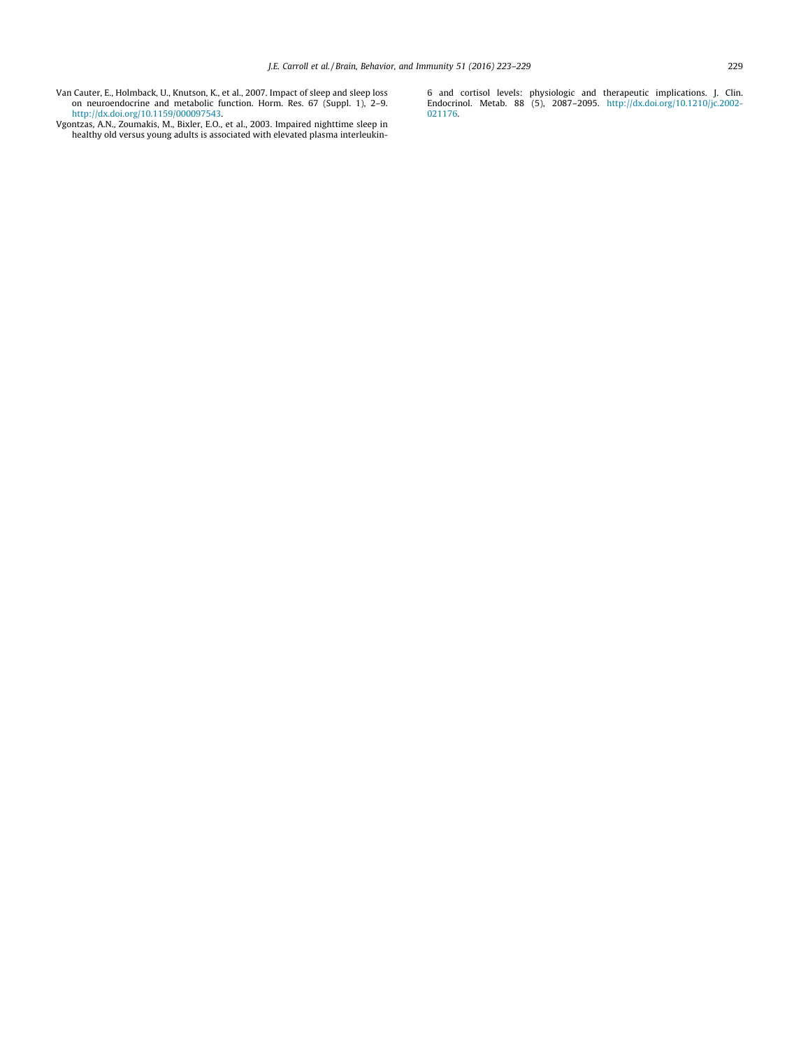Van Cauter, E., Holmback, U., Knutson, K., et al., 2007. Impact of sleep and sleep loss on neuroendocrine and metabolic function. Horm. Res. 67 (Suppl. 1), 2–9. http://dx.doi.org/10.1159/000097543.

Vgontzas, A.N., Zoumakis, M., Bixler, E.O., et al., 2003. Impaired nighttime sleep in healthy old versus young adults is associated with elevated plasma interleukin-6 and cortisol levels: physiologic and therapeutic implications. J. Clin. Endocrinol. Metab. 88 (5), 2087–2095. http://dx.doi.org/10.1210/jc.2002-021176.